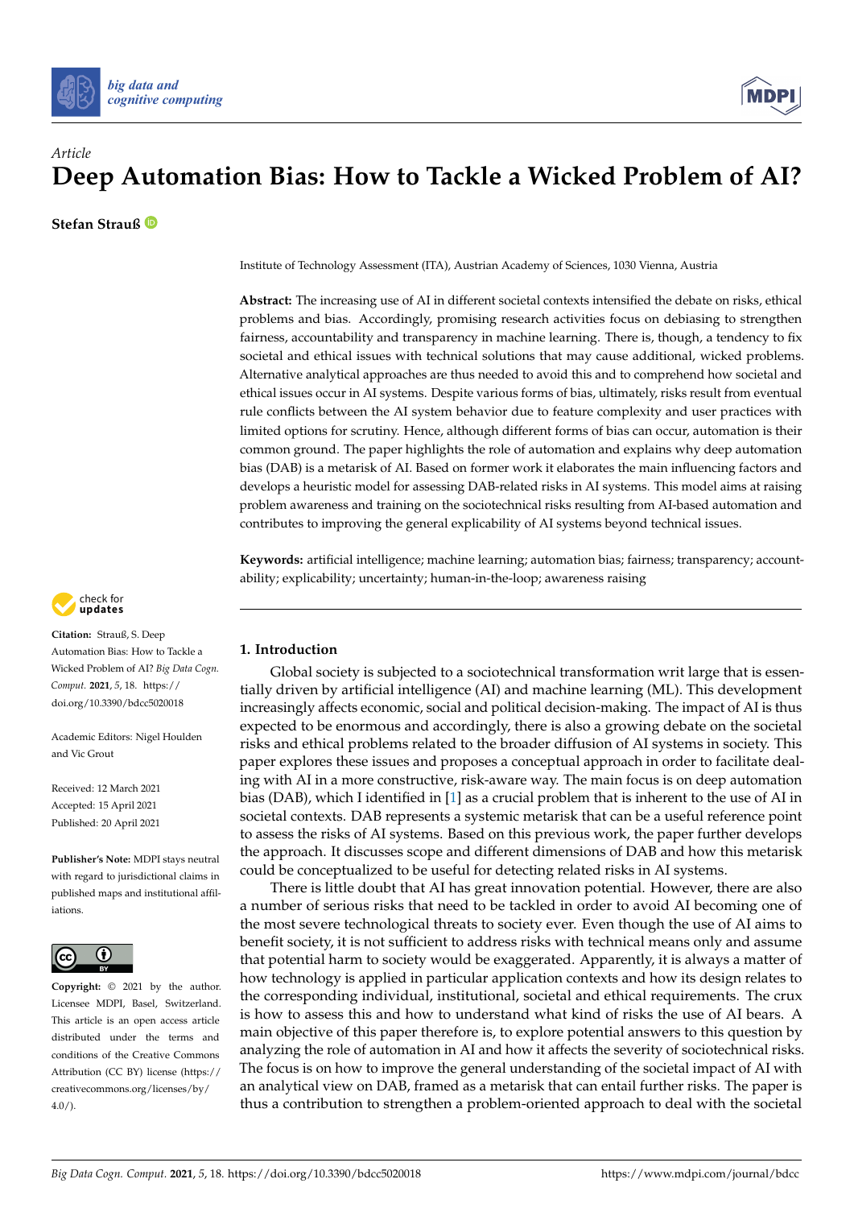*Article*

# Deep Automation Bias: How to Tackle a Wicked Problem of AI?

**Stefan Strauß**

Institute of Technology Assessment (ITA), Austrian Academy of Sciences, 1030 Vienna, Austria

**Abstract:** The increasing use of AI in different societal contexts intensified the debate on risks, ethical problems and bias. Accordingly, promising research activities focus on debiasing to strengthen fairness, accountability and transparency in machine learning. There is, though, a tendency to fix societal and ethical issues with technical solutions that may cause additional, wicked problems. Alternative analytical approaches are thus needed to avoid this and to comprehend how societal and ethical issues occur in AI systems. Despite various forms of bias, ultimately, risks result from eventual rule conflicts between the AI system behavior due to feature complexity and user practices with limited options for scrutiny. Hence, although different forms of bias can occur, automation is their common ground. The paper highlights the role of automation and explains why deep automation bias (DAB) is a metarisk of AI. Based on former work it elaborates the main influencing factors and develops a heuristic model for assessing DAB-related risks in AI systems. This model aims at raising problem awareness and training on the sociotechnical risks resulting from AI-based automation and contributes to improving the general explicability of AI systems beyond technical issues.

**Keywords:** artificial intelligence; machine learning; automation bias; fairness; transparency; accountability; explicability; uncertainty; human-in-the-loop; awareness raising

**Citation:** Strauß, S. Deep Automation Bias: How to Tackle a Wicked Problem of AI? *Big Data Cogn. Comput.* **2021**, *5*, 18. https://doi.org/10.3390/bdcc5020018

Academic Editors: Nigel Houlden and Vic Grout

Received: 12 March 2021
Accepted: 15 April 2021
Published: 20 April 2021

**Publisher's Note:** MDPI stays neutral with regard to jurisdictional claims in published maps and institutional affiliations.

**Copyright:** © 2021 by the author. Licensee MDPI, Basel, Switzerland. This article is an open access article distributed under the terms and conditions of the Creative Commons Attribution (CC BY) license (https://creativecommons.org/licenses/by/4.0/).

## 1. Introduction

Global society is subjected to a sociotechnical transformation writ large that is essentially driven by artificial intelligence (AI) and machine learning (ML). This development increasingly affects economic, social and political decision-making. The impact of AI is thus expected to be enormous and accordingly, there is also a growing debate on the societal risks and ethical problems related to the broader diffusion of AI systems in society. This paper explores these issues and proposes a conceptual approach in order to facilitate dealing with AI in a more constructive, risk-aware way. The main focus is on deep automation bias (DAB), which I identified in [1] as a crucial problem that is inherent to the use of AI in societal contexts. DAB represents a systemic metarisk that can be a useful reference point to assess the risks of AI systems. Based on this previous work, the paper further develops the approach. It discusses scope and different dimensions of DAB and how this metarisk could be conceptualized to be useful for detecting related risks in AI systems.

There is little doubt that AI has great innovation potential. However, there are also a number of serious risks that need to be tackled in order to avoid AI becoming one of the most severe technological threats to society ever. Even though the use of AI aims to benefit society, it is not sufficient to address risks with technical means only and assume that potential harm to society would be exaggerated. Apparently, it is always a matter of how technology is applied in particular application contexts and how its design relates to the corresponding individual, institutional, societal and ethical requirements. The crux is how to assess this and how to understand what kind of risks the use of AI bears. A main objective of this paper therefore is, to explore potential answers to this question by analyzing the role of automation in AI and how it affects the severity of sociotechnical risks. The focus is on how to improve the general understanding of the societal impact of AI with an analytical view on DAB, framed as a metarisk that can entail further risks. The paper is thus a contribution to strengthen a problem-oriented approach to deal with the societal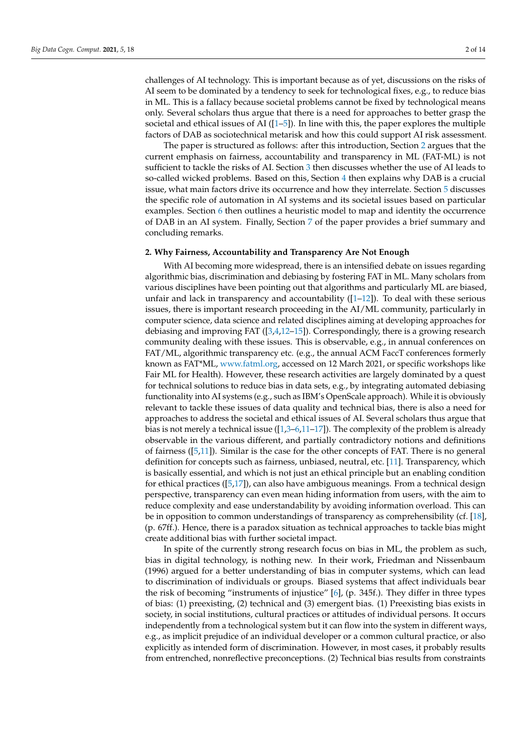challenges of AI technology. This is important because as of yet, discussions on the risks of AI seem to be dominated by a tendency to seek for technological fixes, e.g., to reduce bias in ML. This is a fallacy because societal problems cannot be fixed by technological means only. Several scholars thus argue that there is a need for approaches to better grasp the societal and ethical issues of AI ([1–5]). In line with this, the paper explores the multiple factors of DAB as sociotechnical metarisk and how this could support AI risk assessment.

The paper is structured as follows: after this introduction, Section 2 argues that the current emphasis on fairness, accountability and transparency in ML (FAT-ML) is not sufficient to tackle the risks of AI. Section 3 then discusses whether the use of AI leads to so-called wicked problems. Based on this, Section 4 then explains why DAB is a crucial issue, what main factors drive its occurrence and how they interrelate. Section 5 discusses the specific role of automation in AI systems and its societal issues based on particular examples. Section 6 then outlines a heuristic model to map and identity the occurrence of DAB in an AI system. Finally, Section 7 of the paper provides a brief summary and concluding remarks.

## 2. Why Fairness, Accountability and Transparency Are Not Enough

With AI becoming more widespread, there is an intensified debate on issues regarding algorithmic bias, discrimination and debiasing by fostering FAT in ML. Many scholars from various disciplines have been pointing out that algorithms and particularly ML are biased, unfair and lack in transparency and accountability ([1–12]). To deal with these serious issues, there is important research proceeding in the AI/ML community, particularly in computer science, data science and related disciplines aiming at developing approaches for debiasing and improving FAT ([3,4,12–15]). Correspondingly, there is a growing research community dealing with these issues. This is observable, e.g., in annual conferences on FAT/ML, algorithmic transparency etc. (e.g., the annual ACM FaccT conferences formerly known as FAT*ML, www.fatml.org, accessed on 12 March 2021, or specific workshops like Fair ML for Health). However, these research activities are largely dominated by a quest for technical solutions to reduce bias in data sets, e.g., by integrating automated debiasing functionality into AI systems (e.g., such as IBM's OpenScale approach). While it is obviously relevant to tackle these issues of data quality and technical bias, there is also a need for approaches to address the societal and ethical issues of AI. Several scholars thus argue that bias is not merely a technical issue ([1,3–6,11–17]). The complexity of the problem is already observable in the various different, and partially contradictory notions and definitions of fairness ([5,11]). Similar is the case for the other concepts of FAT. There is no general definition for concepts such as fairness, unbiased, neutral, etc. [11]. Transparency, which is basically essential, and which is not just an ethical principle but an enabling condition for ethical practices ([5,17]), can also have ambiguous meanings. From a technical design perspective, transparency can even mean hiding information from users, with the aim to reduce complexity and ease understandability by avoiding information overload. This can be in opposition to common understandings of transparency as comprehensibility (cf. [18], (p. 67ff.). Hence, there is a paradox situation as technical approaches to tackle bias might create additional bias with further societal impact.

In spite of the currently strong research focus on bias in ML, the problem as such, bias in digital technology, is nothing new. In their work, Friedman and Nissenbaum (1996) argued for a better understanding of bias in computer systems, which can lead to discrimination of individuals or groups. Biased systems that affect individuals bear the risk of becoming "instruments of injustice" [6], (p. 345f.). They differ in three types of bias: (1) preexisting, (2) technical and (3) emergent bias. (1) Preexisting bias exists in society, in social institutions, cultural practices or attitudes of individual persons. It occurs independently from a technological system but it can flow into the system in different ways, e.g., as implicit prejudice of an individual developer or a common cultural practice, or also explicitly as intended form of discrimination. However, in most cases, it probably results from entrenched, nonreflective preconceptions. (2) Technical bias results from constraints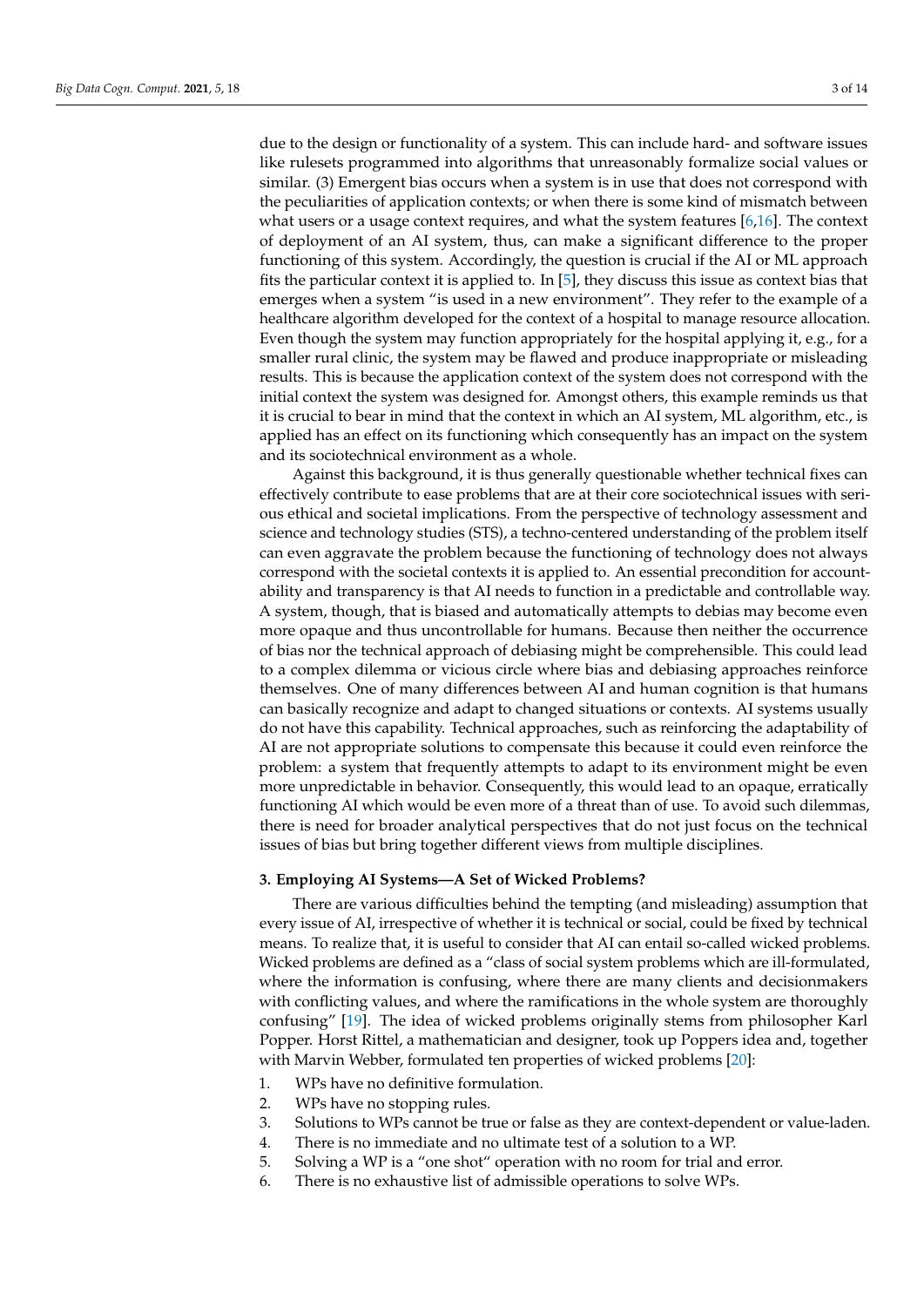due to the design or functionality of a system. This can include hard- and software issues like rulesets programmed into algorithms that unreasonably formalize social values or similar. (3) Emergent bias occurs when a system is in use that does not correspond with the peculiarities of application contexts; or when there is some kind of mismatch between what users or a usage context requires, and what the system features [6,16]. The context of deployment of an AI system, thus, can make a significant difference to the proper functioning of this system. Accordingly, the question is crucial if the AI or ML approach fits the particular context it is applied to. In [5], they discuss this issue as context bias that emerges when a system "is used in a new environment". They refer to the example of a healthcare algorithm developed for the context of a hospital to manage resource allocation. Even though the system may function appropriately for the hospital applying it, e.g., for a smaller rural clinic, the system may be flawed and produce inappropriate or misleading results. This is because the application context of the system does not correspond with the initial context the system was designed for. Amongst others, this example reminds us that it is crucial to bear in mind that the context in which an AI system, ML algorithm, etc., is applied has an effect on its functioning which consequently has an impact on the system and its sociotechnical environment as a whole.

Against this background, it is thus generally questionable whether technical fixes can effectively contribute to ease problems that are at their core sociotechnical issues with serious ethical and societal implications. From the perspective of technology assessment and science and technology studies (STS), a techno-centered understanding of the problem itself can even aggravate the problem because the functioning of technology does not always correspond with the societal contexts it is applied to. An essential precondition for accountability and transparency is that AI needs to function in a predictable and controllable way. A system, though, that is biased and automatically attempts to debias may become even more opaque and thus uncontrollable for humans. Because then neither the occurrence of bias nor the technical approach of debiasing might be comprehensible. This could lead to a complex dilemma or vicious circle where bias and debiasing approaches reinforce themselves. One of many differences between AI and human cognition is that humans can basically recognize and adapt to changed situations or contexts. AI systems usually do not have this capability. Technical approaches, such as reinforcing the adaptability of AI are not appropriate solutions to compensate this because it could even reinforce the problem: a system that frequently attempts to adapt to its environment might be even more unpredictable in behavior. Consequently, this would lead to an opaque, erratically functioning AI which would be even more of a threat than of use. To avoid such dilemmas, there is need for broader analytical perspectives that do not just focus on the technical issues of bias but bring together different views from multiple disciplines.

## 3. Employing AI Systems—A Set of Wicked Problems?

There are various difficulties behind the tempting (and misleading) assumption that every issue of AI, irrespective of whether it is technical or social, could be fixed by technical means. To realize that, it is useful to consider that AI can entail so-called wicked problems. Wicked problems are defined as a "class of social system problems which are ill-formulated, where the information is confusing, where there are many clients and decisionmakers with conflicting values, and where the ramifications in the whole system are thoroughly confusing" [19]. The idea of wicked problems originally stems from philosopher Karl Popper. Horst Rittel, a mathematician and designer, took up Poppers idea and, together with Marvin Webber, formulated ten properties of wicked problems [20]:

1. WPs have no definitive formulation.
2. WPs have no stopping rules.
3. Solutions to WPs cannot be true or false as they are context-dependent or value-laden.
4. There is no immediate and no ultimate test of a solution to a WP.
5. Solving a WP is a "one shot" operation with no room for trial and error.
6. There is no exhaustive list of admissible operations to solve WPs.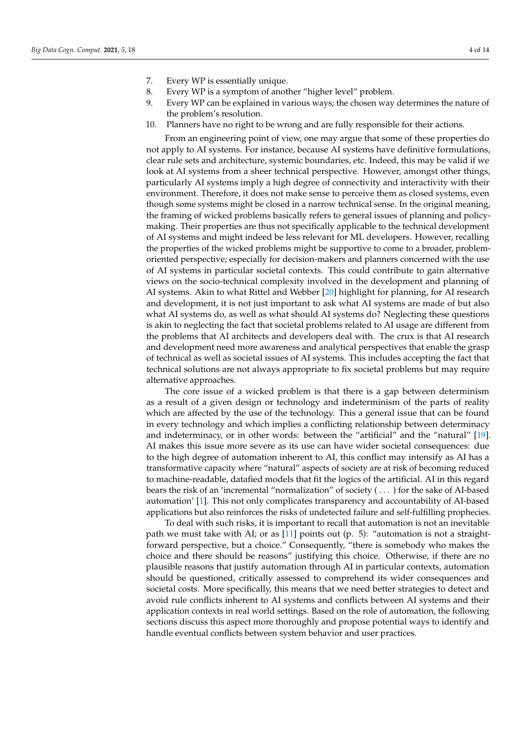7. Every WP is essentially unique.
8. Every WP is a symptom of another "higher level" problem.
9. Every WP can be explained in various ways; the chosen way determines the nature of the problem's resolution.
10. Planners have no right to be wrong and are fully responsible for their actions.

From an engineering point of view, one may argue that some of these properties do not apply to AI systems. For instance, because AI systems have definitive formulations, clear rule sets and architecture, systemic boundaries, etc. Indeed, this may be valid if we look at AI systems from a sheer technical perspective. However, amongst other things, particularly AI systems imply a high degree of connectivity and interactivity with their environment. Therefore, it does not make sense to perceive them as closed systems, even though some systems might be closed in a narrow technical sense. In the original meaning, the framing of wicked problems basically refers to general issues of planning and policy-making. Their properties are thus not specifically applicable to the technical development of AI systems and might indeed be less relevant for ML developers. However, recalling the properties of the wicked problems might be supportive to come to a broader, problem-oriented perspective; especially for decision-makers and planners concerned with the use of AI systems in particular societal contexts. This could contribute to gain alternative views on the socio-technical complexity involved in the development and planning of AI systems. Akin to what Rittel and Webber [20] highlight for planning, for AI research and development, it is not just important to ask what AI systems are made of but also what AI systems do, as well as what should AI systems do? Neglecting these questions is akin to neglecting the fact that societal problems related to AI usage are different from the problems that AI architects and developers deal with. The crux is that AI research and development need more awareness and analytical perspectives that enable the grasp of technical as well as societal issues of AI systems. This includes accepting the fact that technical solutions are not always appropriate to fix societal problems but may require alternative approaches.

The core issue of a wicked problem is that there is a gap between determinism as a result of a given design or technology and indeterminism of the parts of reality which are affected by the use of the technology. This a general issue that can be found in every technology and which implies a conflicting relationship between determinacy and indeterminacy, or in other words: between the "artificial" and the "natural" [19]. AI makes this issue more severe as its use can have wider societal consequences: due to the high degree of automation inherent to AI, this conflict may intensify as AI has a transformative capacity where "natural" aspects of society are at risk of becoming reduced to machine-readable, datafied models that fit the logics of the artificial. AI in this regard bears the risk of an 'incremental "normalization" of society ( ... ) for the sake of AI-based automation' [1]. This not only complicates transparency and accountability of AI-based applications but also reinforces the risks of undetected failure and self-fulfilling prophecies.

To deal with such risks, it is important to recall that automation is not an inevitable path we must take with AI; or as [11] points out (p. 5): "automation is not a straight-forward perspective, but a choice." Consequently, "there is somebody who makes the choice and there should be reasons" justifying this choice. Otherwise, if there are no plausible reasons that justify automation through AI in particular contexts, automation should be questioned, critically assessed to comprehend its wider consequences and societal costs. More specifically, this means that we need better strategies to detect and avoid rule conflicts inherent to AI systems and conflicts between AI systems and their application contexts in real world settings. Based on the role of automation, the following sections discuss this aspect more thoroughly and propose potential ways to identify and handle eventual conflicts between system behavior and user practices.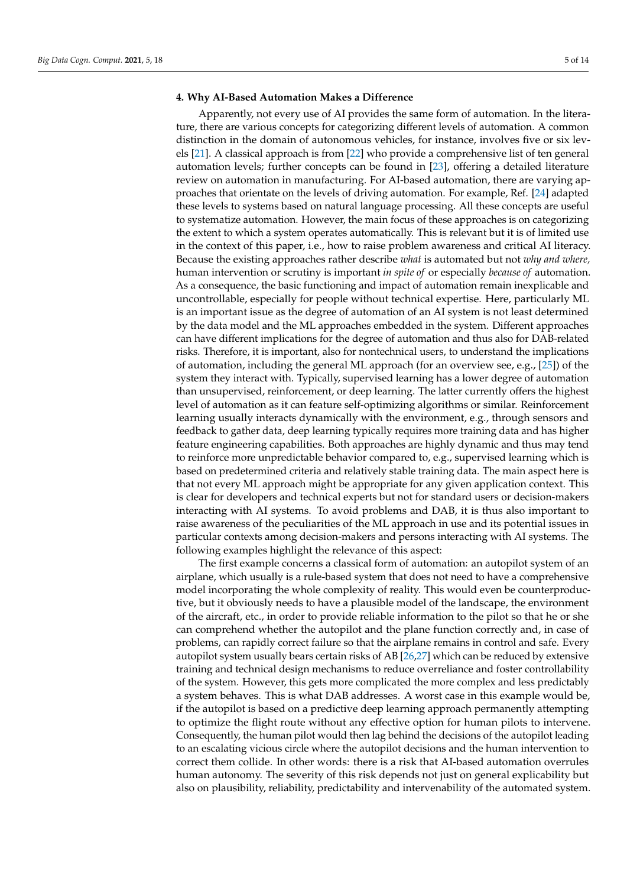## 4. Why AI-Based Automation Makes a Difference

Apparently, not every use of AI provides the same form of automation. In the literature, there are various concepts for categorizing different levels of automation. A common distinction in the domain of autonomous vehicles, for instance, involves five or six levels [21]. A classical approach is from [22] who provide a comprehensive list of ten general automation levels; further concepts can be found in [23], offering a detailed literature review on automation in manufacturing. For AI-based automation, there are varying approaches that orientate on the levels of driving automation. For example, Ref. [24] adapted these levels to systems based on natural language processing. All these concepts are useful to systematize automation. However, the main focus of these approaches is on categorizing the extent to which a system operates automatically. This is relevant but it is of limited use in the context of this paper, i.e., how to raise problem awareness and critical AI literacy. Because the existing approaches rather describe *what* is automated but not *why and where,* human intervention or scrutiny is important *in spite of* or especially *because of* automation. As a consequence, the basic functioning and impact of automation remain inexplicable and uncontrollable, especially for people without technical expertise. Here, particularly ML is an important issue as the degree of automation of an AI system is not least determined by the data model and the ML approaches embedded in the system. Different approaches can have different implications for the degree of automation and thus also for DAB-related risks. Therefore, it is important, also for nontechnical users, to understand the implications of automation, including the general ML approach (for an overview see, e.g., [25]) of the system they interact with. Typically, supervised learning has a lower degree of automation than unsupervised, reinforcement, or deep learning. The latter currently offers the highest level of automation as it can feature self-optimizing algorithms or similar. Reinforcement learning usually interacts dynamically with the environment, e.g., through sensors and feedback to gather data, deep learning typically requires more training data and has higher feature engineering capabilities. Both approaches are highly dynamic and thus may tend to reinforce more unpredictable behavior compared to, e.g., supervised learning which is based on predetermined criteria and relatively stable training data. The main aspect here is that not every ML approach might be appropriate for any given application context. This is clear for developers and technical experts but not for standard users or decision-makers interacting with AI systems. To avoid problems and DAB, it is thus also important to raise awareness of the peculiarities of the ML approach in use and its potential issues in particular contexts among decision-makers and persons interacting with AI systems. The following examples highlight the relevance of this aspect:

The first example concerns a classical form of automation: an autopilot system of an airplane, which usually is a rule-based system that does not need to have a comprehensive model incorporating the whole complexity of reality. This would even be counterproductive, but it obviously needs to have a plausible model of the landscape, the environment of the aircraft, etc., in order to provide reliable information to the pilot so that he or she can comprehend whether the autopilot and the plane function correctly and, in case of problems, can rapidly correct failure so that the airplane remains in control and safe. Every autopilot system usually bears certain risks of AB [26,27] which can be reduced by extensive training and technical design mechanisms to reduce overreliance and foster controllability of the system. However, this gets more complicated the more complex and less predictably a system behaves. This is what DAB addresses. A worst case in this example would be, if the autopilot is based on a predictive deep learning approach permanently attempting to optimize the flight route without any effective option for human pilots to intervene. Consequently, the human pilot would then lag behind the decisions of the autopilot leading to an escalating vicious circle where the autopilot decisions and the human intervention to correct them collide. In other words: there is a risk that AI-based automation overrules human autonomy. The severity of this risk depends not just on general explicability but also on plausibility, reliability, predictability and intervenability of the automated system.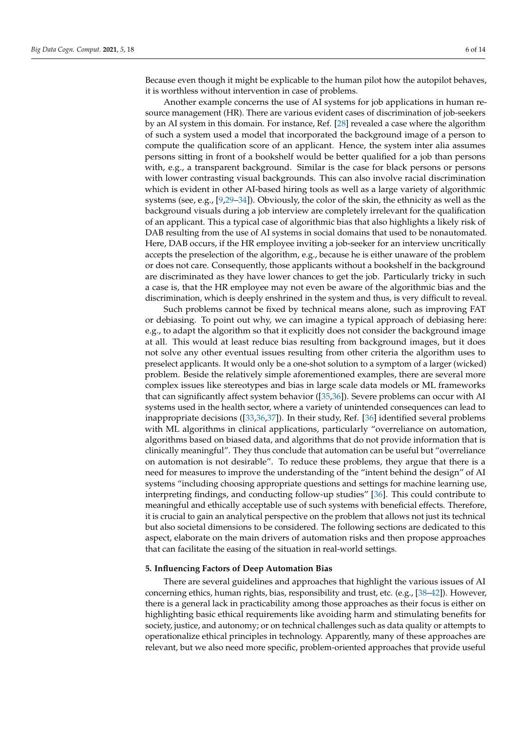Because even though it might be explicable to the human pilot how the autopilot behaves, it is worthless without intervention in case of problems.

Another example concerns the use of AI systems for job applications in human resource management (HR). There are various evident cases of discrimination of job-seekers by an AI system in this domain. For instance, Ref. [28] revealed a case where the algorithm of such a system used a model that incorporated the background image of a person to compute the qualification score of an applicant. Hence, the system inter alia assumes persons sitting in front of a bookshelf would be better qualified for a job than persons with, e.g., a transparent background. Similar is the case for black persons or persons with lower contrasting visual backgrounds. This can also involve racial discrimination which is evident in other AI-based hiring tools as well as a large variety of algorithmic systems (see, e.g., [9,29–34]). Obviously, the color of the skin, the ethnicity as well as the background visuals during a job interview are completely irrelevant for the qualification of an applicant. This a typical case of algorithmic bias that also highlights a likely risk of DAB resulting from the use of AI systems in social domains that used to be nonautomated. Here, DAB occurs, if the HR employee inviting a job-seeker for an interview uncritically accepts the preselection of the algorithm, e.g., because he is either unaware of the problem or does not care. Consequently, those applicants without a bookshelf in the background are discriminated as they have lower chances to get the job. Particularly tricky in such a case is, that the HR employee may not even be aware of the algorithmic bias and the discrimination, which is deeply enshrined in the system and thus, is very difficult to reveal.

Such problems cannot be fixed by technical means alone, such as improving FAT or debiasing. To point out why, we can imagine a typical approach of debiasing here: e.g., to adapt the algorithm so that it explicitly does not consider the background image at all. This would at least reduce bias resulting from background images, but it does not solve any other eventual issues resulting from other criteria the algorithm uses to preselect applicants. It would only be a one-shot solution to a symptom of a larger (wicked) problem. Beside the relatively simple aforementioned examples, there are several more complex issues like stereotypes and bias in large scale data models or ML frameworks that can significantly affect system behavior ([35,36]). Severe problems can occur with AI systems used in the health sector, where a variety of unintended consequences can lead to inappropriate decisions ([33,36,37]). In their study, Ref. [36] identified several problems with ML algorithms in clinical applications, particularly "overreliance on automation, algorithms based on biased data, and algorithms that do not provide information that is clinically meaningful". They thus conclude that automation can be useful but "overreliance on automation is not desirable". To reduce these problems, they argue that there is a need for measures to improve the understanding of the "intent behind the design" of AI systems "including choosing appropriate questions and settings for machine learning use, interpreting findings, and conducting follow-up studies" [36]. This could contribute to meaningful and ethically acceptable use of such systems with beneficial effects. Therefore, it is crucial to gain an analytical perspective on the problem that allows not just its technical but also societal dimensions to be considered. The following sections are dedicated to this aspect, elaborate on the main drivers of automation risks and then propose approaches that can facilitate the easing of the situation in real-world settings.

## 5. Influencing Factors of Deep Automation Bias

There are several guidelines and approaches that highlight the various issues of AI concerning ethics, human rights, bias, responsibility and trust, etc. (e.g., [38–42]). However, there is a general lack in practicability among those approaches as their focus is either on highlighting basic ethical requirements like avoiding harm and stimulating benefits for society, justice, and autonomy; or on technical challenges such as data quality or attempts to operationalize ethical principles in technology. Apparently, many of these approaches are relevant, but we also need more specific, problem-oriented approaches that provide useful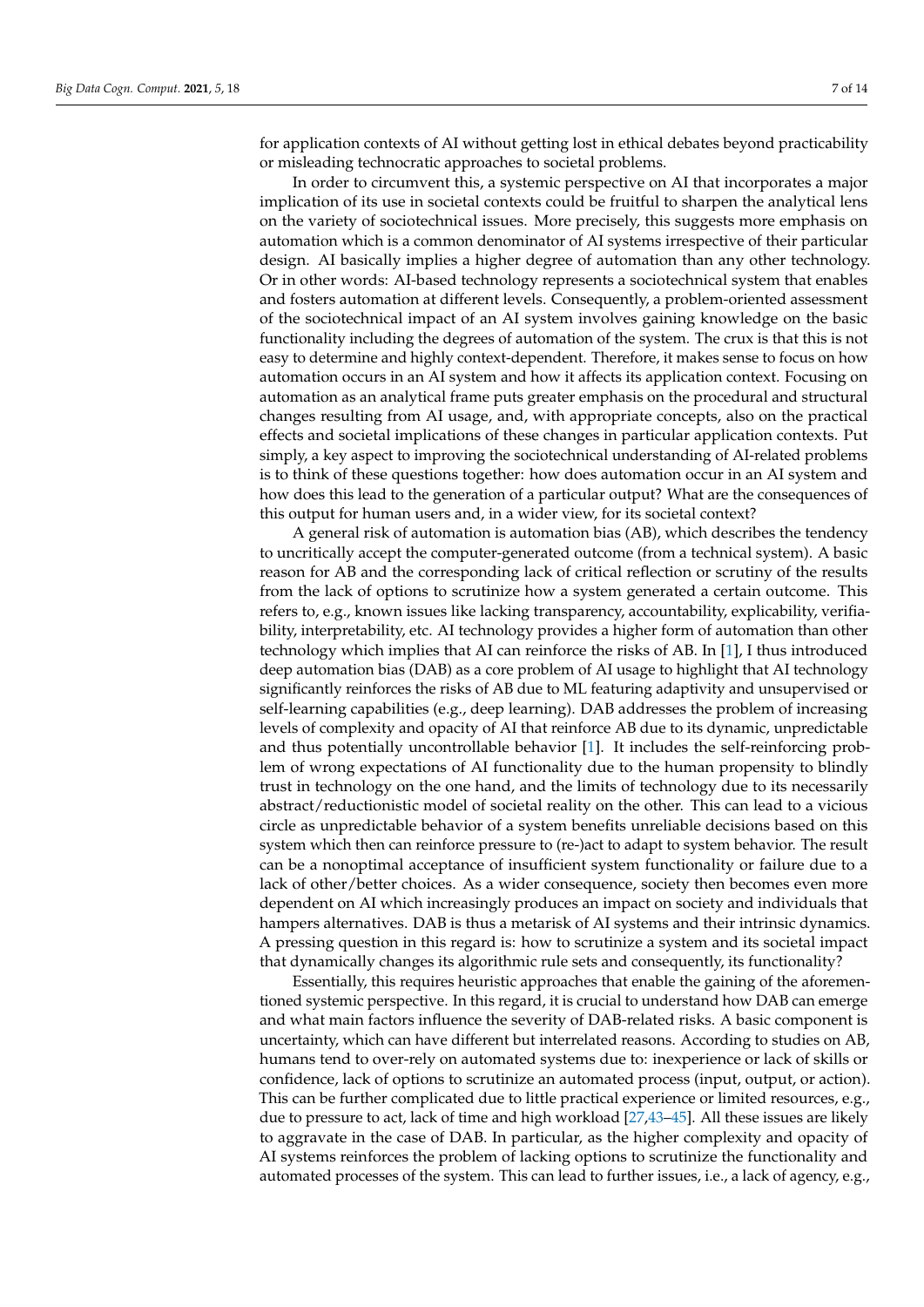for application contexts of AI without getting lost in ethical debates beyond practicability or misleading technocratic approaches to societal problems.

In order to circumvent this, a systemic perspective on AI that incorporates a major implication of its use in societal contexts could be fruitful to sharpen the analytical lens on the variety of sociotechnical issues. More precisely, this suggests more emphasis on automation which is a common denominator of AI systems irrespective of their particular design. AI basically implies a higher degree of automation than any other technology. Or in other words: AI-based technology represents a sociotechnical system that enables and fosters automation at different levels. Consequently, a problem-oriented assessment of the sociotechnical impact of an AI system involves gaining knowledge on the basic functionality including the degrees of automation of the system. The crux is that this is not easy to determine and highly context-dependent. Therefore, it makes sense to focus on how automation occurs in an AI system and how it affects its application context. Focusing on automation as an analytical frame puts greater emphasis on the procedural and structural changes resulting from AI usage, and, with appropriate concepts, also on the practical effects and societal implications of these changes in particular application contexts. Put simply, a key aspect to improving the sociotechnical understanding of AI-related problems is to think of these questions together: how does automation occur in an AI system and how does this lead to the generation of a particular output? What are the consequences of this output for human users and, in a wider view, for its societal context?

A general risk of automation is automation bias (AB), which describes the tendency to uncritically accept the computer-generated outcome (from a technical system). A basic reason for AB and the corresponding lack of critical reflection or scrutiny of the results from the lack of options to scrutinize how a system generated a certain outcome. This refers to, e.g., known issues like lacking transparency, accountability, explicability, verifiability, interpretability, etc. AI technology provides a higher form of automation than other technology which implies that AI can reinforce the risks of AB. In [1], I thus introduced deep automation bias (DAB) as a core problem of AI usage to highlight that AI technology significantly reinforces the risks of AB due to ML featuring adaptivity and unsupervised or self-learning capabilities (e.g., deep learning). DAB addresses the problem of increasing levels of complexity and opacity of AI that reinforce AB due to its dynamic, unpredictable and thus potentially uncontrollable behavior [1]. It includes the self-reinforcing problem of wrong expectations of AI functionality due to the human propensity to blindly trust in technology on the one hand, and the limits of technology due to its necessarily abstract/reductionistic model of societal reality on the other. This can lead to a vicious circle as unpredictable behavior of a system benefits unreliable decisions based on this system which then can reinforce pressure to (re-)act to adapt to system behavior. The result can be a nonoptimal acceptance of insufficient system functionality or failure due to a lack of other/better choices. As a wider consequence, society then becomes even more dependent on AI which increasingly produces an impact on society and individuals that hampers alternatives. DAB is thus a metarisk of AI systems and their intrinsic dynamics. A pressing question in this regard is: how to scrutinize a system and its societal impact that dynamically changes its algorithmic rule sets and consequently, its functionality?

Essentially, this requires heuristic approaches that enable the gaining of the aforementioned systemic perspective. In this regard, it is crucial to understand how DAB can emerge and what main factors influence the severity of DAB-related risks. A basic component is uncertainty, which can have different but interrelated reasons. According to studies on AB, humans tend to over-rely on automated systems due to: inexperience or lack of skills or confidence, lack of options to scrutinize an automated process (input, output, or action). This can be further complicated due to little practical experience or limited resources, e.g., due to pressure to act, lack of time and high workload [27,43–45]. All these issues are likely to aggravate in the case of DAB. In particular, as the higher complexity and opacity of AI systems reinforces the problem of lacking options to scrutinize the functionality and automated processes of the system. This can lead to further issues, i.e., a lack of agency, e.g.,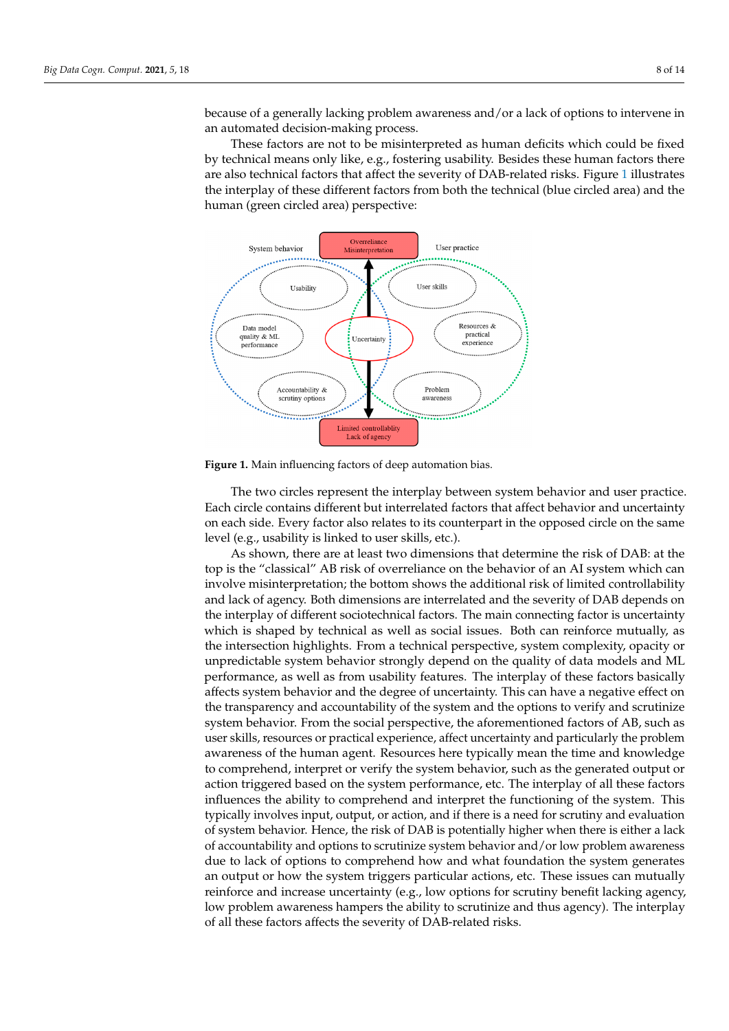because of a generally lacking problem awareness and/or a lack of options to intervene in an automated decision-making process.

These factors are not to be misinterpreted as human deficits which could be fixed by technical means only like, e.g., fostering usability. Besides these human factors there are also technical factors that affect the severity of DAB-related risks. Figure 1 illustrates the interplay of these different factors from both the technical (blue circled area) and the human (green circled area) perspective:

**Figure 1.** Main influencing factors of deep automation bias.

The two circles represent the interplay between system behavior and user practice. Each circle contains different but interrelated factors that affect behavior and uncertainty on each side. Every factor also relates to its counterpart in the opposed circle on the same level (e.g., usability is linked to user skills, etc.).

As shown, there are at least two dimensions that determine the risk of DAB: at the top is the "classical" AB risk of overreliance on the behavior of an AI system which can involve misinterpretation; the bottom shows the additional risk of limited controllability and lack of agency. Both dimensions are interrelated and the severity of DAB depends on the interplay of different sociotechnical factors. The main connecting factor is uncertainty which is shaped by technical as well as social issues. Both can reinforce mutually, as the intersection highlights. From a technical perspective, system complexity, opacity or unpredictable system behavior strongly depend on the quality of data models and ML performance, as well as from usability features. The interplay of these factors basically affects system behavior and the degree of uncertainty. This can have a negative effect on the transparency and accountability of the system and the options to verify and scrutinize system behavior. From the social perspective, the aforementioned factors of AB, such as user skills, resources or practical experience, affect uncertainty and particularly the problem awareness of the human agent. Resources here typically mean the time and knowledge to comprehend, interpret or verify the system behavior, such as the generated output or action triggered based on the system performance, etc. The interplay of all these factors influences the ability to comprehend and interpret the functioning of the system. This typically involves input, output, or action, and if there is a need for scrutiny and evaluation of system behavior. Hence, the risk of DAB is potentially higher when there is either a lack of accountability and options to scrutinize system behavior and/or low problem awareness due to lack of options to comprehend how and what foundation the system generates an output or how the system triggers particular actions, etc. These issues can mutually reinforce and increase uncertainty (e.g., low options for scrutiny benefit lacking agency, low problem awareness hampers the ability to scrutinize and thus agency). The interplay of all these factors affects the severity of DAB-related risks.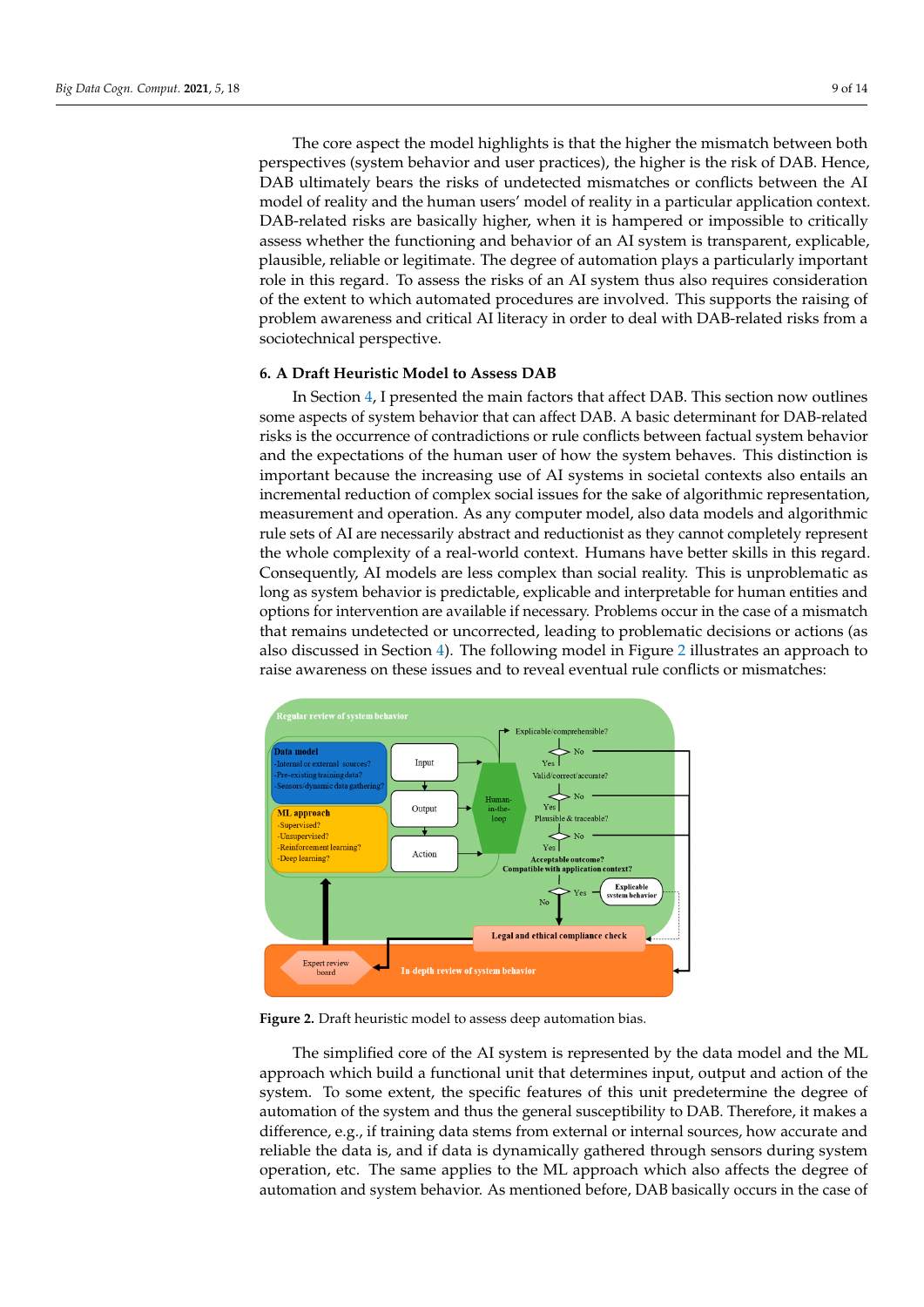The core aspect the model highlights is that the higher the mismatch between both perspectives (system behavior and user practices), the higher is the risk of DAB. Hence, DAB ultimately bears the risks of undetected mismatches or conflicts between the AI model of reality and the human users' model of reality in a particular application context. DAB-related risks are basically higher, when it is hampered or impossible to critically assess whether the functioning and behavior of an AI system is transparent, explicable, plausible, reliable or legitimate. The degree of automation plays a particularly important role in this regard. To assess the risks of an AI system thus also requires consideration of the extent to which automated procedures are involved. This supports the raising of problem awareness and critical AI literacy in order to deal with DAB-related risks from a sociotechnical perspective.

## 6. A Draft Heuristic Model to Assess DAB

In Section 4, I presented the main factors that affect DAB. This section now outlines some aspects of system behavior that can affect DAB. A basic determinant for DAB-related risks is the occurrence of contradictions or rule conflicts between factual system behavior and the expectations of the human user of how the system behaves. This distinction is important because the increasing use of AI systems in societal contexts also entails an incremental reduction of complex social issues for the sake of algorithmic representation, measurement and operation. As any computer model, also data models and algorithmic rule sets of AI are necessarily abstract and reductionist as they cannot completely represent the whole complexity of a real-world context. Humans have better skills in this regard. Consequently, AI models are less complex than social reality. This is unproblematic as long as system behavior is predictable, explicable and interpretable for human entities and options for intervention are available if necessary. Problems occur in the case of a mismatch that remains undetected or uncorrected, leading to problematic decisions or actions (as also discussed in Section 4). The following model in Figure 2 illustrates an approach to raise awareness on these issues and to reveal eventual rule conflicts or mismatches:

**Figure 2.** Draft heuristic model to assess deep automation bias.

The simplified core of the AI system is represented by the data model and the ML approach which build a functional unit that determines input, output and action of the system. To some extent, the specific features of this unit predetermine the degree of automation of the system and thus the general susceptibility to DAB. Therefore, it makes a difference, e.g., if training data stems from external or internal sources, how accurate and reliable the data is, and if data is dynamically gathered through sensors during system operation, etc. The same applies to the ML approach which also affects the degree of automation and system behavior. As mentioned before, DAB basically occurs in the case of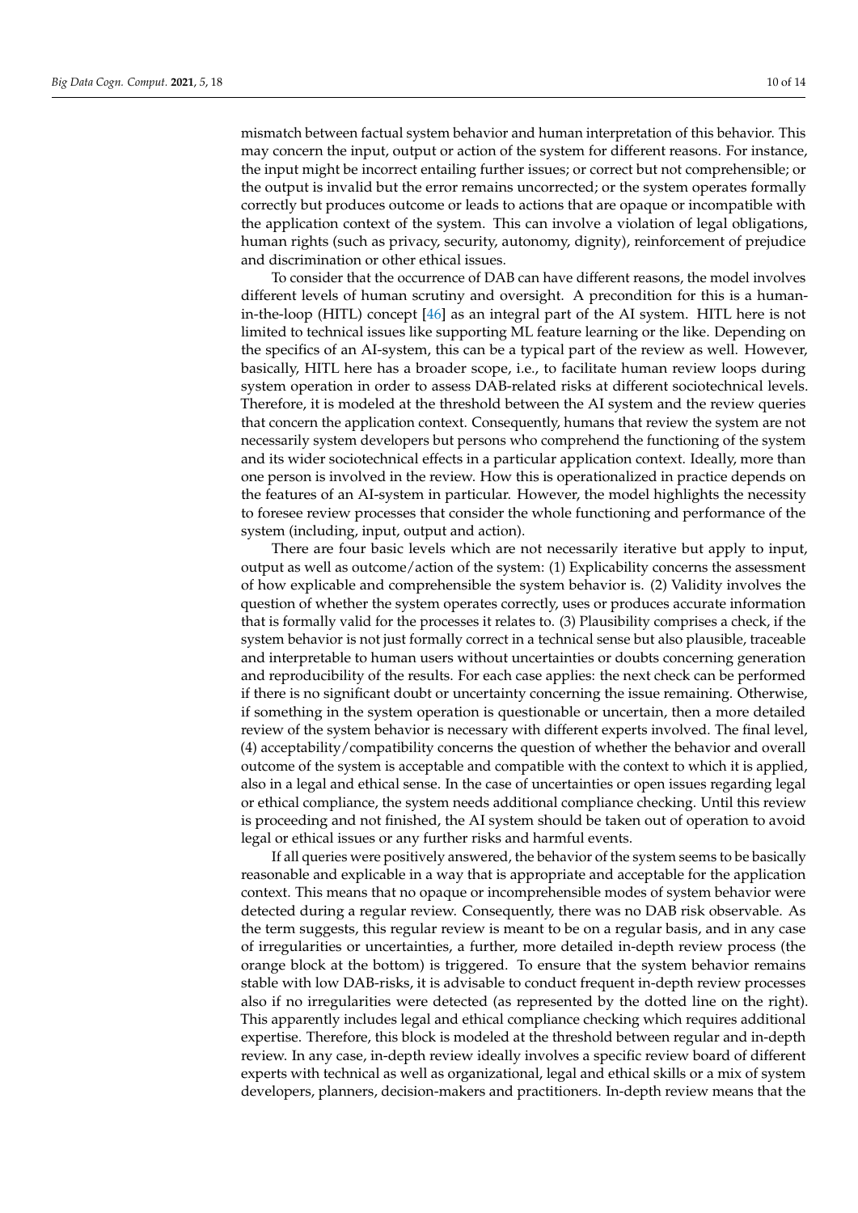mismatch between factual system behavior and human interpretation of this behavior. This may concern the input, output or action of the system for different reasons. For instance, the input might be incorrect entailing further issues; or correct but not comprehensible; or the output is invalid but the error remains uncorrected; or the system operates formally correctly but produces outcome or leads to actions that are opaque or incompatible with the application context of the system. This can involve a violation of legal obligations, human rights (such as privacy, security, autonomy, dignity), reinforcement of prejudice and discrimination or other ethical issues.

To consider that the occurrence of DAB can have different reasons, the model involves different levels of human scrutiny and oversight. A precondition for this is a human-in-the-loop (HITL) concept [46] as an integral part of the AI system. HITL here is not limited to technical issues like supporting ML feature learning or the like. Depending on the specifics of an AI-system, this can be a typical part of the review as well. However, basically, HITL here has a broader scope, i.e., to facilitate human review loops during system operation in order to assess DAB-related risks at different sociotechnical levels. Therefore, it is modeled at the threshold between the AI system and the review queries that concern the application context. Consequently, humans that review the system are not necessarily system developers but persons who comprehend the functioning of the system and its wider sociotechnical effects in a particular application context. Ideally, more than one person is involved in the review. How this is operationalized in practice depends on the features of an AI-system in particular. However, the model highlights the necessity to foresee review processes that consider the whole functioning and performance of the system (including, input, output and action).

There are four basic levels which are not necessarily iterative but apply to input, output as well as outcome/action of the system: (1) Explicability concerns the assessment of how explicable and comprehensible the system behavior is. (2) Validity involves the question of whether the system operates correctly, uses or produces accurate information that is formally valid for the processes it relates to. (3) Plausibility comprises a check, if the system behavior is not just formally correct in a technical sense but also plausible, traceable and interpretable to human users without uncertainties or doubts concerning generation and reproducibility of the results. For each case applies: the next check can be performed if there is no significant doubt or uncertainty concerning the issue remaining. Otherwise, if something in the system operation is questionable or uncertain, then a more detailed review of the system behavior is necessary with different experts involved. The final level, (4) acceptability/compatibility concerns the question of whether the behavior and overall outcome of the system is acceptable and compatible with the context to which it is applied, also in a legal and ethical sense. In the case of uncertainties or open issues regarding legal or ethical compliance, the system needs additional compliance checking. Until this review is proceeding and not finished, the AI system should be taken out of operation to avoid legal or ethical issues or any further risks and harmful events.

If all queries were positively answered, the behavior of the system seems to be basically reasonable and explicable in a way that is appropriate and acceptable for the application context. This means that no opaque or incomprehensible modes of system behavior were detected during a regular review. Consequently, there was no DAB risk observable. As the term suggests, this regular review is meant to be on a regular basis, and in any case of irregularities or uncertainties, a further, more detailed in-depth review process (the orange block at the bottom) is triggered. To ensure that the system behavior remains stable with low DAB-risks, it is advisable to conduct frequent in-depth review processes also if no irregularities were detected (as represented by the dotted line on the right). This apparently includes legal and ethical compliance checking which requires additional expertise. Therefore, this block is modeled at the threshold between regular and in-depth review. In any case, in-depth review ideally involves a specific review board of different experts with technical as well as organizational, legal and ethical skills or a mix of system developers, planners, decision-makers and practitioners. In-depth review means that the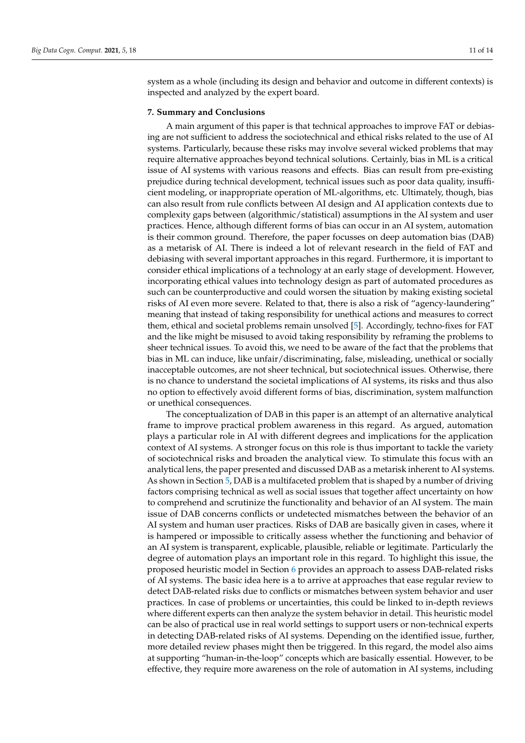system as a whole (including its design and behavior and outcome in different contexts) is inspected and analyzed by the expert board.

**7. Summary and Conclusions**

A main argument of this paper is that technical approaches to improve FAT or debiasing are not sufficient to address the sociotechnical and ethical risks related to the use of AI systems. Particularly, because these risks may involve several wicked problems that may require alternative approaches beyond technical solutions. Certainly, bias in ML is a critical issue of AI systems with various reasons and effects. Bias can result from pre-existing prejudice during technical development, technical issues such as poor data quality, insufficient modeling, or inappropriate operation of ML-algorithms, etc. Ultimately, though, bias can also result from rule conflicts between AI design and AI application contexts due to complexity gaps between (algorithmic/statistical) assumptions in the AI system and user practices. Hence, although different forms of bias can occur in an AI system, automation is their common ground. Therefore, the paper focusses on deep automation bias (DAB) as a metarisk of AI. There is indeed a lot of relevant research in the field of FAT and debiasing with several important approaches in this regard. Furthermore, it is important to consider ethical implications of a technology at an early stage of development. However, incorporating ethical values into technology design as part of automated procedures as such can be counterproductive and could worsen the situation by making existing societal risks of AI even more severe. Related to that, there is also a risk of "agency-laundering" meaning that instead of taking responsibility for unethical actions and measures to correct them, ethical and societal problems remain unsolved [5]. Accordingly, techno-fixes for FAT and the like might be misused to avoid taking responsibility by reframing the problems to sheer technical issues. To avoid this, we need to be aware of the fact that the problems that bias in ML can induce, like unfair/discriminating, false, misleading, unethical or socially inacceptable outcomes, are not sheer technical, but sociotechnical issues. Otherwise, there is no chance to understand the societal implications of AI systems, its risks and thus also no option to effectively avoid different forms of bias, discrimination, system malfunction or unethical consequences.

The conceptualization of DAB in this paper is an attempt of an alternative analytical frame to improve practical problem awareness in this regard. As argued, automation plays a particular role in AI with different degrees and implications for the application context of AI systems. A stronger focus on this role is thus important to tackle the variety of sociotechnical risks and broaden the analytical view. To stimulate this focus with an analytical lens, the paper presented and discussed DAB as a metarisk inherent to AI systems. As shown in Section 5, DAB is a multifaceted problem that is shaped by a number of driving factors comprising technical as well as social issues that together affect uncertainty on how to comprehend and scrutinize the functionality and behavior of an AI system. The main issue of DAB concerns conflicts or undetected mismatches between the behavior of an AI system and human user practices. Risks of DAB are basically given in cases, where it is hampered or impossible to critically assess whether the functioning and behavior of an AI system is transparent, explicable, plausible, reliable or legitimate. Particularly the degree of automation plays an important role in this regard. To highlight this issue, the proposed heuristic model in Section 6 provides an approach to assess DAB-related risks of AI systems. The basic idea here is a to arrive at approaches that ease regular review to detect DAB-related risks due to conflicts or mismatches between system behavior and user practices. In case of problems or uncertainties, this could be linked to in-depth reviews where different experts can then analyze the system behavior in detail. This heuristic model can be also of practical use in real world settings to support users or non-technical experts in detecting DAB-related risks of AI systems. Depending on the identified issue, further, more detailed review phases might then be triggered. In this regard, the model also aims at supporting "human-in-the-loop" concepts which are basically essential. However, to be effective, they require more awareness on the role of automation in AI systems, including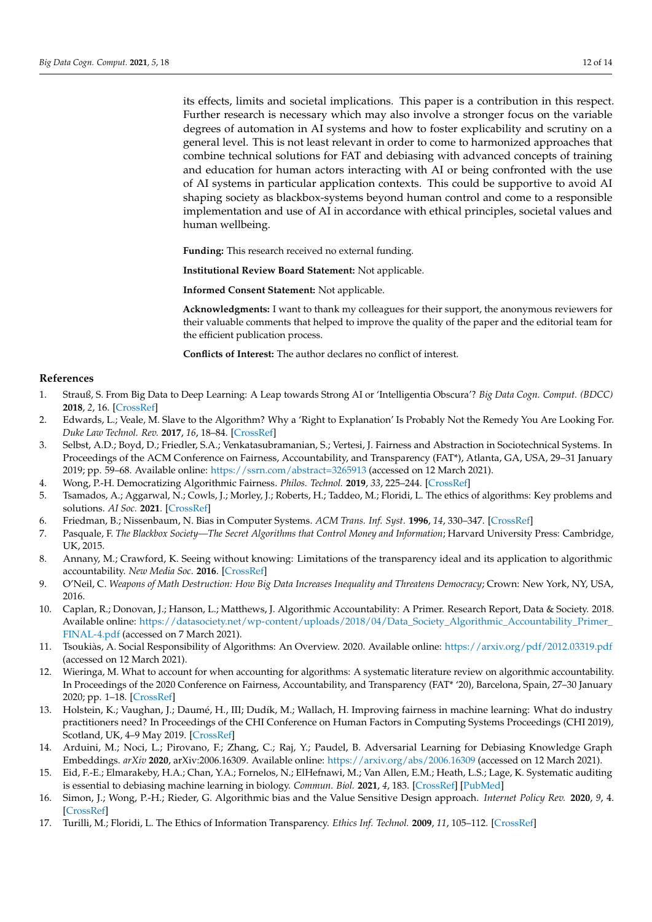its effects, limits and societal implications. This paper is a contribution in this respect. Further research is necessary which may also involve a stronger focus on the variable degrees of automation in AI systems and how to foster explicability and scrutiny on a general level. This is not least relevant in order to come to harmonized approaches that combine technical solutions for FAT and debiasing with advanced concepts of training and education for human actors interacting with AI or being confronted with the use of AI systems in particular application contexts. This could be supportive to avoid AI shaping society as blackbox-systems beyond human control and come to a responsible implementation and use of AI in accordance with ethical principles, societal values and human wellbeing.

**Funding:** This research received no external funding.

**Institutional Review Board Statement:** Not applicable.

**Informed Consent Statement:** Not applicable.

**Acknowledgments:** I want to thank my colleagues for their support, the anonymous reviewers for their valuable comments that helped to improve the quality of the paper and the editorial team for the efficient publication process.

**Conflicts of Interest:** The author declares no conflict of interest.

## References

1. Strauß, S. From Big Data to Deep Learning: A Leap towards Strong AI or 'Intelligentia Obscura'? *Big Data Cogn. Comput. (BDCC)* **2018**, *2*, 16. [CrossRef]
2. Edwards, L.; Veale, M. Slave to the Algorithm? Why a 'Right to Explanation' Is Probably Not the Remedy You Are Looking For. *Duke Law Technol. Rev.* **2017**, *16*, 18–84. [CrossRef]
3. Selbst, A.D.; Boyd, D.; Friedler, S.A.; Venkatasubramanian, S.; Vertesi, J. Fairness and Abstraction in Sociotechnical Systems. In Proceedings of the ACM Conference on Fairness, Accountability, and Transparency (FAT*), Atlanta, GA, USA, 29–31 January 2019; pp. 59–68. Available online: https://ssrn.com/abstract=3265913 (accessed on 12 March 2021).
4. Wong, P.-H. Democratizing Algorithmic Fairness. *Philos. Technol.* **2019**, *33*, 225–244. [CrossRef]
5. Tsamados, A.; Aggarwal, N.; Cowls, J.; Morley, J.; Roberts, H.; Taddeo, M.; Floridi, L. The ethics of algorithms: Key problems and solutions. *AI Soc.* **2021**. [CrossRef]
6. Friedman, B.; Nissenbaum, N. Bias in Computer Systems. *ACM Trans. Inf. Syst.* **1996**, *14*, 330–347. [CrossRef]
7. Pasquale, F. *The Blackbox Society—The Secret Algorithms that Control Money and Information*; Harvard University Press: Cambridge, UK, 2015.
8. Annany, M.; Crawford, K. Seeing without knowing: Limitations of the transparency ideal and its application to algorithmic accountability. *New Media Soc.* **2016**. [CrossRef]
9. O'Neil, C. *Weapons of Math Destruction: How Big Data Increases Inequality and Threatens Democracy*; Crown: New York, NY, USA, 2016.
10. Caplan, R.; Donovan, J.; Hanson, L.; Matthews, J. Algorithmic Accountability: A Primer. Research Report, Data & Society. 2018. Available online: https://datasociety.net/wp-content/uploads/2018/04/Data_Society_Algorithmic_Accountability_Primer_FINAL-4.pdf (accessed on 7 March 2021).
11. Tsoukiàs, A. Social Responsibility of Algorithms: An Overview. 2020. Available online: https://arxiv.org/pdf/2012.03319.pdf (accessed on 12 March 2021).
12. Wieringa, M. What to account for when accounting for algorithms: A systematic literature review on algorithmic accountability. In Proceedings of the 2020 Conference on Fairness, Accountability, and Transparency (FAT* '20), Barcelona, Spain, 27–30 January 2020; pp. 1–18. [CrossRef]
13. Holstein, K.; Vaughan, J.; Daumé, H., III; Dudík, M.; Wallach, H. Improving fairness in machine learning: What do industry practitioners need? In Proceedings of the CHI Conference on Human Factors in Computing Systems Proceedings (CHI 2019), Scotland, UK, 4–9 May 2019. [CrossRef]
14. Arduini, M.; Noci, L.; Pirovano, F.; Zhang, C.; Raj, Y.; Paudel, B. Adversarial Learning for Debiasing Knowledge Graph Embeddings. *arXiv* **2020**, arXiv:2006.16309. Available online: https://arxiv.org/abs/2006.16309 (accessed on 12 March 2021).
15. Eid, F.-E.; Elmarakeby, H.A.; Chan, Y.A.; Fornelos, N.; ElHefnawi, M.; Van Allen, E.M.; Heath, L.S.; Lage, K. Systematic auditing is essential to debiasing machine learning in biology. *Commun. Biol.* **2021**, *4*, 183. [CrossRef] [PubMed]
16. Simon, J.; Wong, P.-H.; Rieder, G. Algorithmic bias and the Value Sensitive Design approach. *Internet Policy Rev.* **2020**, *9*, 4. [CrossRef]
17. Turilli, M.; Floridi, L. The Ethics of Information Transparency. *Ethics Inf. Technol.* **2009**, *11*, 105–112. [CrossRef]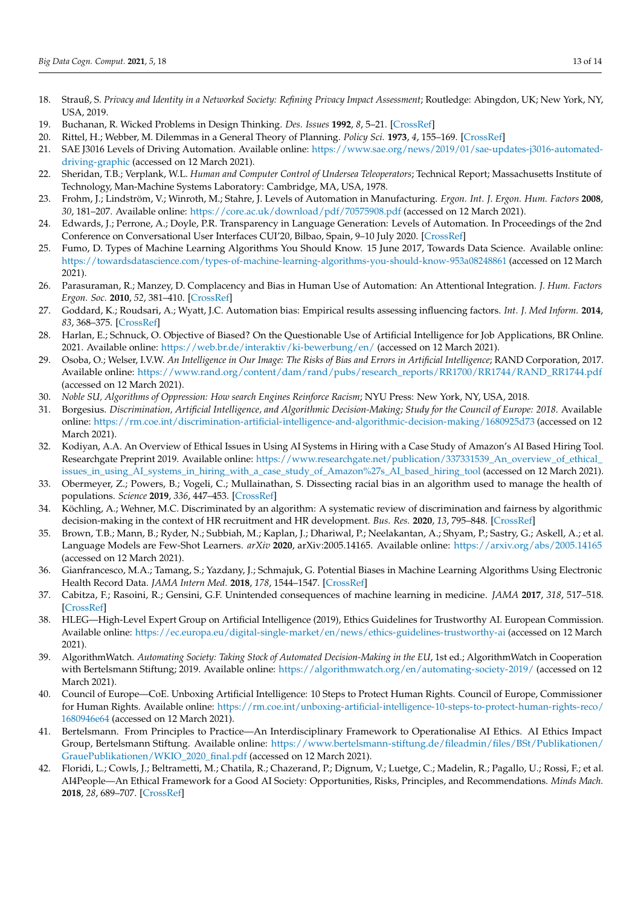18. Strauß, S. *Privacy and Identity in a Networked Society: Refining Privacy Impact Assessment*; Routledge: Abingdon, UK; New York, NY, USA, 2019.
19. Buchanan, R. Wicked Problems in Design Thinking. *Des. Issues* **1992**, *8*, 5–21. [CrossRef]
20. Rittel, H.; Webber, M. Dilemmas in a General Theory of Planning. *Policy Sci.* **1973**, *4*, 155–169. [CrossRef]
21. SAE J3016 Levels of Driving Automation. Available online: https://www.sae.org/news/2019/01/sae-updates-j3016-automated-driving-graphic (accessed on 12 March 2021).
22. Sheridan, T.B.; Verplank, W.L. *Human and Computer Control of Undersea Teleoperators*; Technical Report; Massachusetts Institute of Technology, Man-Machine Systems Laboratory: Cambridge, MA, USA, 1978.
23. Frohm, J.; Lindström, V.; Winroth, M.; Stahre, J. Levels of Automation in Manufacturing. *Ergon. Int. J. Ergon. Hum. Factors* **2008**, *30*, 181–207. Available online: https://core.ac.uk/download/pdf/70575908.pdf (accessed on 12 March 2021).
24. Edwards, J.; Perrone, A.; Doyle, P.R. Transparency in Language Generation: Levels of Automation. In Proceedings of the 2nd Conference on Conversational User Interfaces CUI'20, Bilbao, Spain, 9–10 July 2020. [CrossRef]
25. Fumo, D. Types of Machine Learning Algorithms You Should Know. 15 June 2017, Towards Data Science. Available online: https://towardsdatascience.com/types-of-machine-learning-algorithms-you-should-know-953a08248861 (accessed on 12 March 2021).
26. Parasuraman, R.; Manzey, D. Complacency and Bias in Human Use of Automation: An Attentional Integration. *J. Hum. Factors Ergon. Soc.* **2010**, *52*, 381–410. [CrossRef]
27. Goddard, K.; Roudsari, A.; Wyatt, J.C. Automation bias: Empirical results assessing influencing factors. *Int. J. Med Inform.* **2014**, *83*, 368–375. [CrossRef]
28. Harlan, E.; Schnuck, O. Objective of Biased? On the Questionable Use of Artificial Intelligence for Job Applications, BR Online. 2021. Available online: https://web.br.de/interaktiv/ki-bewerbung/en/ (accessed on 12 March 2021).
29. Osoba, O.; Welser, I.V.W. *An Intelligence in Our Image: The Risks of Bias and Errors in Artificial Intelligence*; RAND Corporation, 2017. Available online: https://www.rand.org/content/dam/rand/pubs/research_reports/RR1700/RR1744/RAND_RR1744.pdf (accessed on 12 March 2021).
30. *Noble SU, Algorithms of Oppression: How search Engines Reinforce Racism*; NYU Press: New York, NY, USA, 2018.
31. Borgesius. *Discrimination, Artificial Intelligence, and Algorithmic Decision-Making; Study for the Council of Europe: 2018*. Available online: https://rm.coe.int/discrimination-artificial-intelligence-and-algorithmic-decision-making/1680925d73 (accessed on 12 March 2021).
32. Kodiyan, A.A. An Overview of Ethical Issues in Using AI Systems in Hiring with a Case Study of Amazon's AI Based Hiring Tool. Researchgate Preprint 2019. Available online: https://www.researchgate.net/publication/337331539_An_overview_of_ethical_issues_in_using_AI_systems_in_hiring_with_a_case_study_of_Amazon%27s_AI_based_hiring_tool (accessed on 12 March 2021).
33. Obermeyer, Z.; Powers, B.; Vogeli, C.; Mullainathan, S. Dissecting racial bias in an algorithm used to manage the health of populations. *Science* **2019**, *336*, 447–453. [CrossRef]
34. Köchling, A.; Wehner, M.C. Discriminated by an algorithm: A systematic review of discrimination and fairness by algorithmic decision-making in the context of HR recruitment and HR development. *Bus. Res.* **2020**, *13*, 795–848. [CrossRef]
35. Brown, T.B.; Mann, B.; Ryder, N.; Subbiah, M.; Kaplan, J.; Dhariwal, P.; Neelakantan, A.; Shyam, P.; Sastry, G.; Askell, A.; et al. Language Models are Few-Shot Learners. *arXiv* **2020**, arXiv:2005.14165. Available online: https://arxiv.org/abs/2005.14165 (accessed on 12 March 2021).
36. Gianfrancesco, M.A.; Tamang, S.; Yazdany, J.; Schmajuk, G. Potential Biases in Machine Learning Algorithms Using Electronic Health Record Data. *JAMA Intern Med.* **2018**, *178*, 1544–1547. [CrossRef]
37. Cabitza, F.; Rasoini, R.; Gensini, G.F. Unintended consequences of machine learning in medicine. *JAMA* **2017**, *318*, 517–518. [CrossRef]
38. HLEG—High-Level Expert Group on Artificial Intelligence (2019), Ethics Guidelines for Trustworthy AI. European Commission. Available online: https://ec.europa.eu/digital-single-market/en/news/ethics-guidelines-trustworthy-ai (accessed on 12 March 2021).
39. AlgorithmWatch. *Automating Society: Taking Stock of Automated Decision-Making in the EU*, 1st ed.; AlgorithmWatch in Cooperation with Bertelsmann Stiftung; 2019. Available online: https://algorithmwatch.org/en/automating-society-2019/ (accessed on 12 March 2021).
40. Council of Europe—CoE. Unboxing Artificial Intelligence: 10 Steps to Protect Human Rights. Council of Europe, Commissioner for Human Rights. Available online: https://rm.coe.int/unboxing-artificial-intelligence-10-steps-to-protect-human-rights-reco/1680946e64 (accessed on 12 March 2021).
41. Bertelsmann. From Principles to Practice—An Interdisciplinary Framework to Operationalise AI Ethics. AI Ethics Impact Group, Bertelsmann Stiftung. Available online: https://www.bertelsmann-stiftung.de/fileadmin/files/BSt/Publikationen/GrauePublikationen/WKIO_2020_final.pdf (accessed on 12 March 2021).
42. Floridi, L.; Cowls, J.; Beltrametti, M.; Chatila, R.; Chazerand, P.; Dignum, V.; Luetge, C.; Madelin, R.; Pagallo, U.; Rossi, F.; et al. AI4People—An Ethical Framework for a Good AI Society: Opportunities, Risks, Principles, and Recommendations. *Minds Mach.* **2018**, *28*, 689–707. [CrossRef]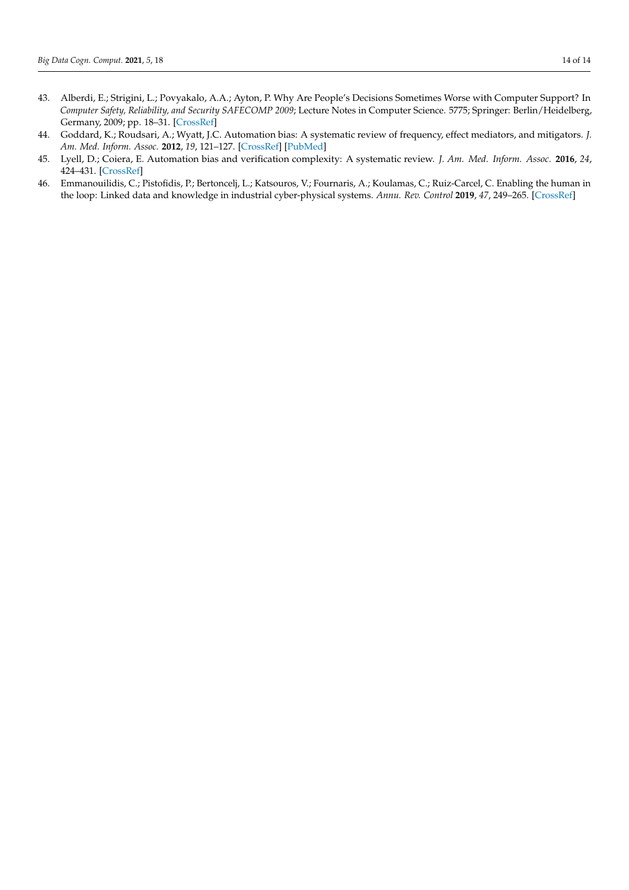43. Alberdi, E.; Strigini, L.; Povyakalo, A.A.; Ayton, P. Why Are People's Decisions Sometimes Worse with Computer Support? In *Computer Safety, Reliability, and Security SAFECOMP 2009*; Lecture Notes in Computer Science. 5775; Springer: Berlin/Heidelberg, Germany, 2009; pp. 18–31. [CrossRef]
44. Goddard, K.; Roudsari, A.; Wyatt, J.C. Automation bias: A systematic review of frequency, effect mediators, and mitigators. *J. Am. Med. Inform. Assoc.* **2012**, *19*, 121–127. [CrossRef] [PubMed]
45. Lyell, D.; Coiera, E. Automation bias and verification complexity: A systematic review. *J. Am. Med. Inform. Assoc.* **2016**, *24*, 424–431. [CrossRef]
46. Emmanouilidis, C.; Pistofidis, P.; Bertoncelj, L.; Katsouros, V.; Fournaris, A.; Koulamas, C.; Ruiz-Carcel, C. Enabling the human in the loop: Linked data and knowledge in industrial cyber-physical systems. *Annu. Rev. Control* **2019**, *47*, 249–265. [CrossRef]